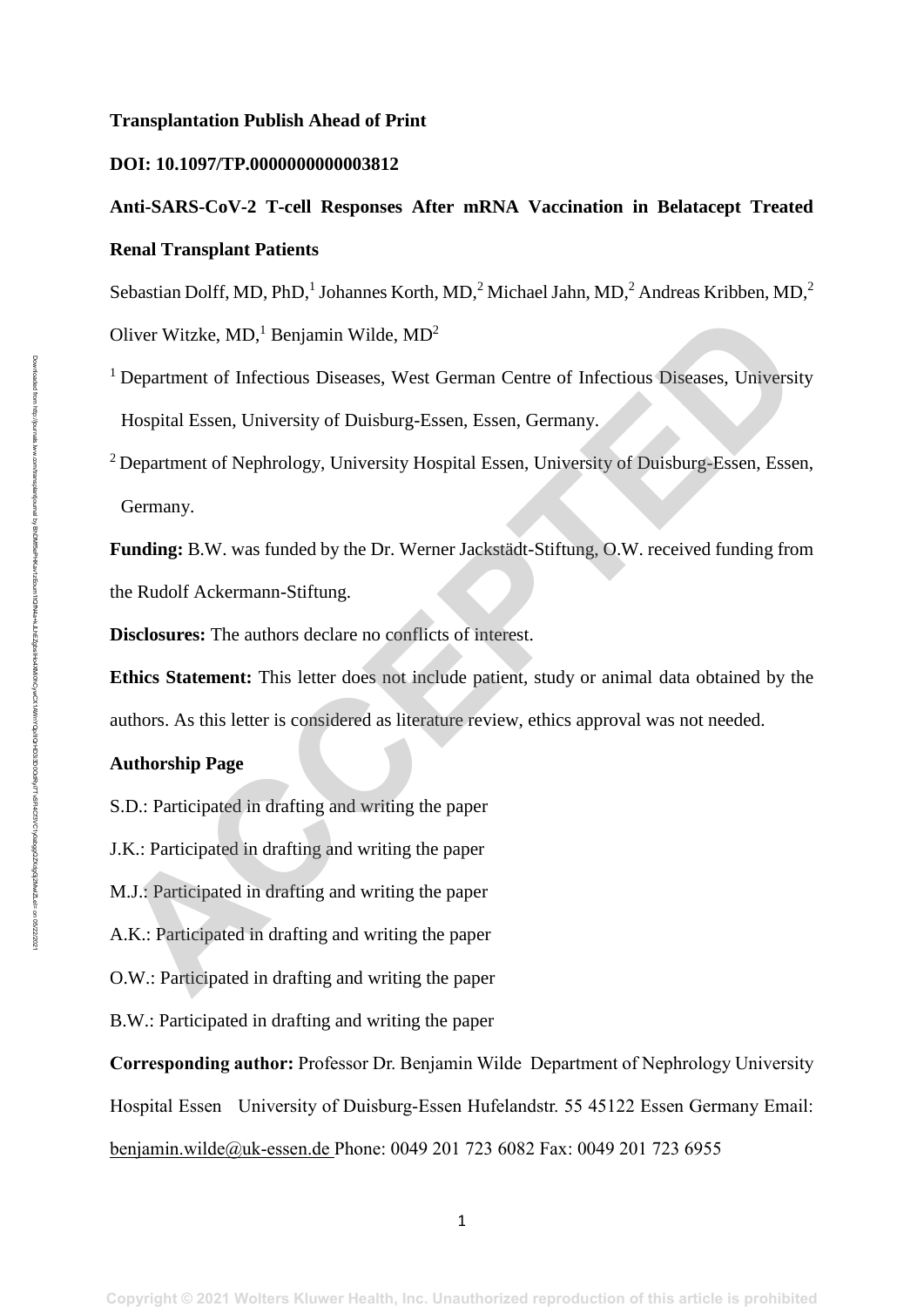**Transplantation Publish Ahead of Print**

**DOI: 10.1097/TP.0000000000003812**

# Anti-SARS-CoV-2 T-cell Responses After mRNA Vaccination in Belatacept Treated Renal Transplant Patients

Sebastian Dolff, MD, PhD,[1] Johannes Korth, MD,[2] Michael Jahn, MD,[2] Andreas Kribben, MD,[2] Oliver Witzke, MD,[1] Benjamin Wilde, MD[2]

[1] Department of Infectious Diseases, West German Centre of Infectious Diseases, University Hospital Essen, University of Duisburg-Essen, Essen, Germany.

[2] Department of Nephrology, University Hospital Essen, University of Duisburg-Essen, Essen, Germany.

**Funding:** B.W. was funded by the Dr. Werner Jackstädt-Stiftung, O.W. received funding from the Rudolf Ackermann-Stiftung.

**Disclosures:** The authors declare no conflicts of interest.

**Ethics Statement:** This letter does not include patient, study or animal data obtained by the authors. As this letter is considered as literature review, ethics approval was not needed.

**Authorship Page**

S.D.: Participated in drafting and writing the paper

J.K.: Participated in drafting and writing the paper

M.J.: Participated in drafting and writing the paper

A.K.: Participated in drafting and writing the paper

O.W.: Participated in drafting and writing the paper

B.W.: Participated in drafting and writing the paper

**Corresponding author:** Professor Dr. Benjamin Wilde Department of Nephrology University Hospital Essen University of Duisburg-Essen Hufelandstr. 55 45122 Essen Germany Email: benjamin.wilde@uk-essen.de Phone: 0049 201 723 6082 Fax: 0049 201 723 6955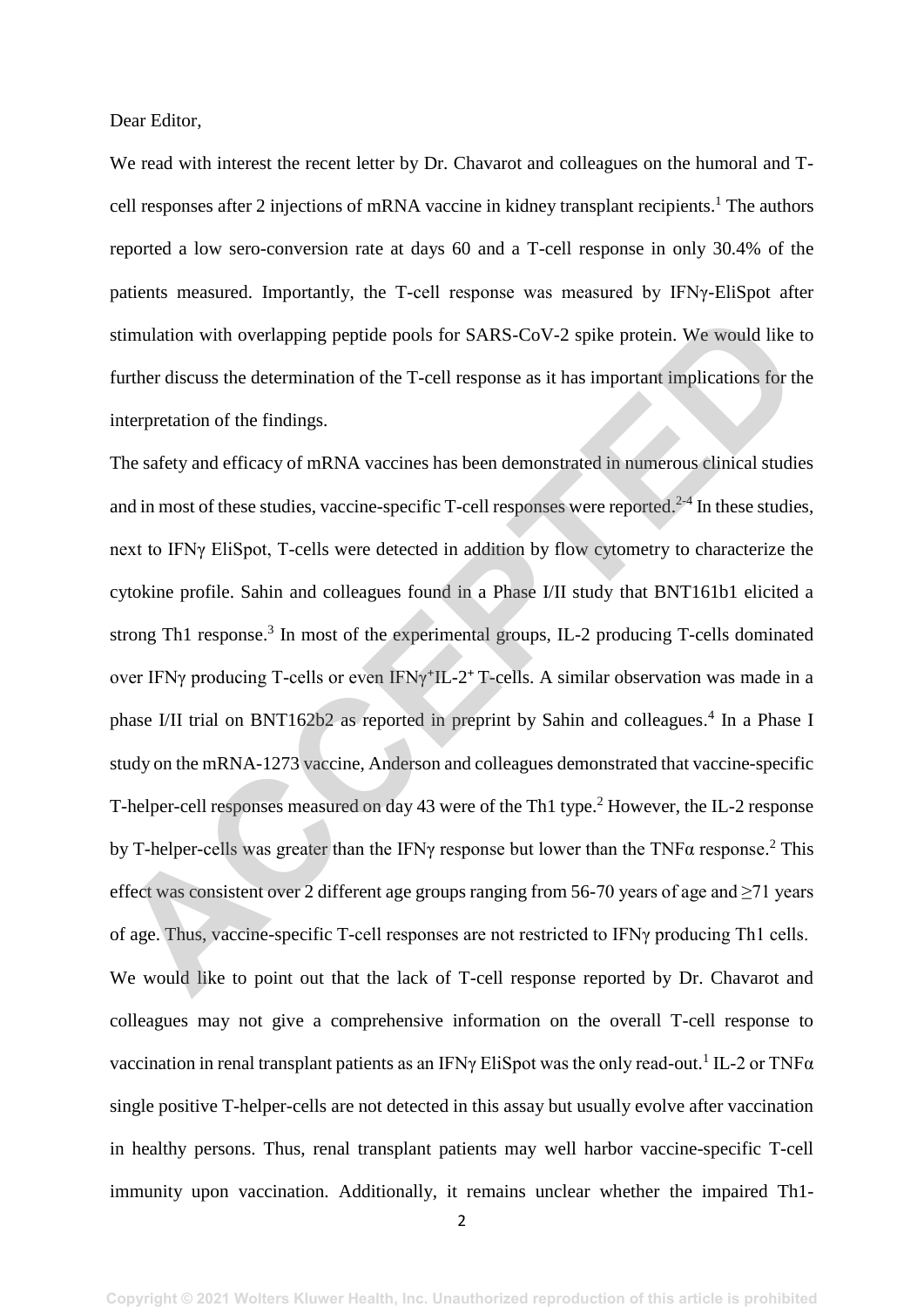Dear Editor,

We read with interest the recent letter by Dr. Chavarot and colleagues on the humoral and T-cell responses after 2 injections of mRNA vaccine in kidney transplant recipients.[1] The authors reported a low sero-conversion rate at days 60 and a T-cell response in only 30.4% of the patients measured. Importantly, the T-cell response was measured by IFNγ-EliSpot after stimulation with overlapping peptide pools for SARS-CoV-2 spike protein. We would like to further discuss the determination of the T-cell response as it has important implications for the interpretation of the findings.

The safety and efficacy of mRNA vaccines has been demonstrated in numerous clinical studies and in most of these studies, vaccine-specific T-cell responses were reported.[2-4] In these studies, next to IFNγ EliSpot, T-cells were detected in addition by flow cytometry to characterize the cytokine profile. Sahin and colleagues found in a Phase I/II study that BNT161b1 elicited a strong Th1 response.[3] In most of the experimental groups, IL-2 producing T-cells dominated over IFNγ producing T-cells or even IFNγ$^{+}$IL-2$^{+}$ T-cells. A similar observation was made in a phase I/II trial on BNT162b2 as reported in preprint by Sahin and colleagues.[4] In a Phase I study on the mRNA-1273 vaccine, Anderson and colleagues demonstrated that vaccine-specific T-helper-cell responses measured on day 43 were of the Th1 type.[2] However, the IL-2 response by T-helper-cells was greater than the IFNγ response but lower than the TNFα response.[2] This effect was consistent over 2 different age groups ranging from 56-70 years of age and ≥71 years of age. Thus, vaccine-specific T-cell responses are not restricted to IFNγ producing Th1 cells.

We would like to point out that the lack of T-cell response reported by Dr. Chavarot and colleagues may not give a comprehensive information on the overall T-cell response to vaccination in renal transplant patients as an IFNγ EliSpot was the only read-out.[1] IL-2 or TNFα single positive T-helper-cells are not detected in this assay but usually evolve after vaccination in healthy persons. Thus, renal transplant patients may well harbor vaccine-specific T-cell immunity upon vaccination. Additionally, it remains unclear whether the impaired Th1-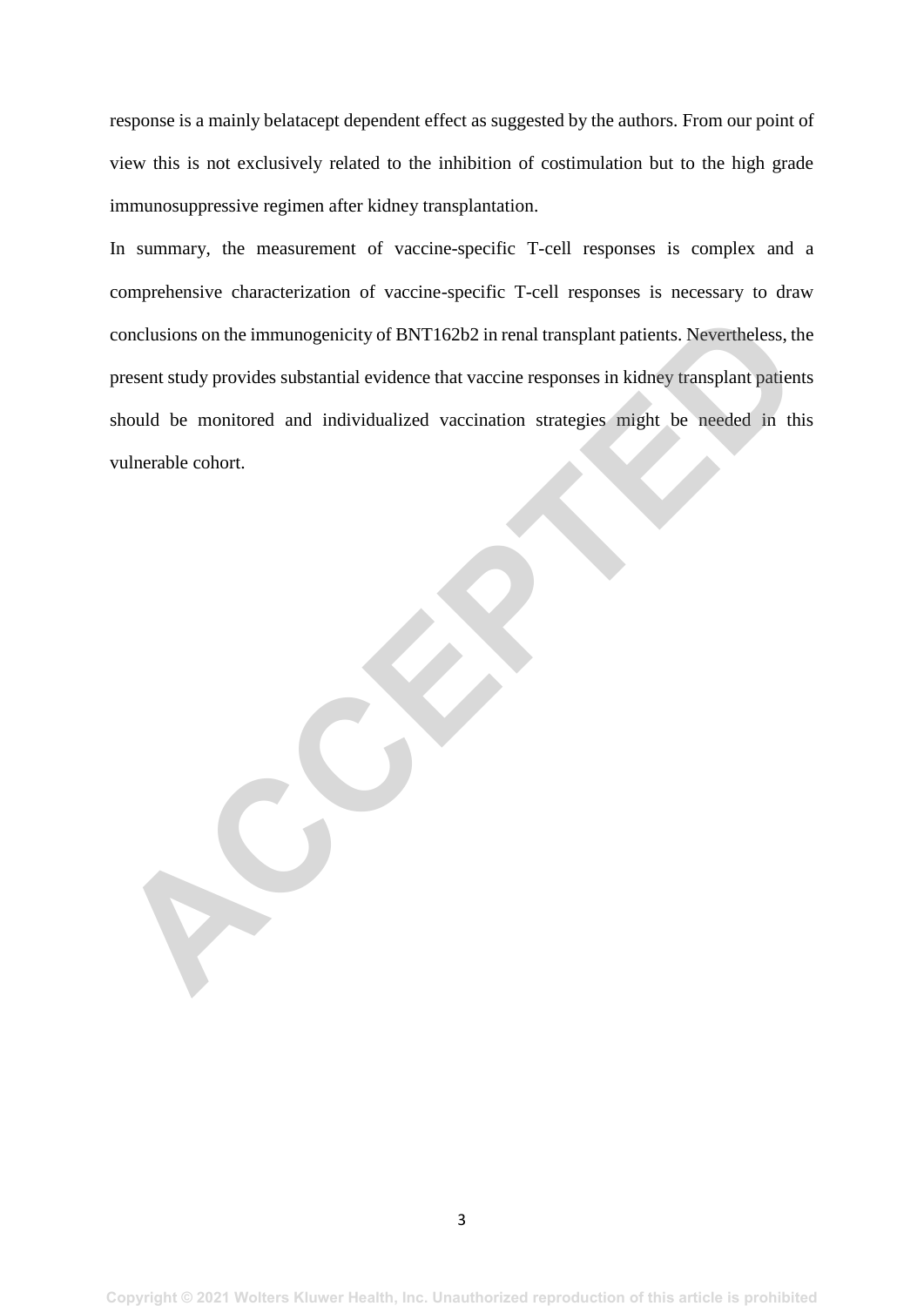response is a mainly belatacept dependent effect as suggested by the authors. From our point of view this is not exclusively related to the inhibition of costimulation but to the high grade immunosuppressive regimen after kidney transplantation.

In summary, the measurement of vaccine-specific T-cell responses is complex and a comprehensive characterization of vaccine-specific T-cell responses is necessary to draw conclusions on the immunogenicity of BNT162b2 in renal transplant patients. Nevertheless, the present study provides substantial evidence that vaccine responses in kidney transplant patients should be monitored and individualized vaccination strategies might be needed in this vulnerable cohort.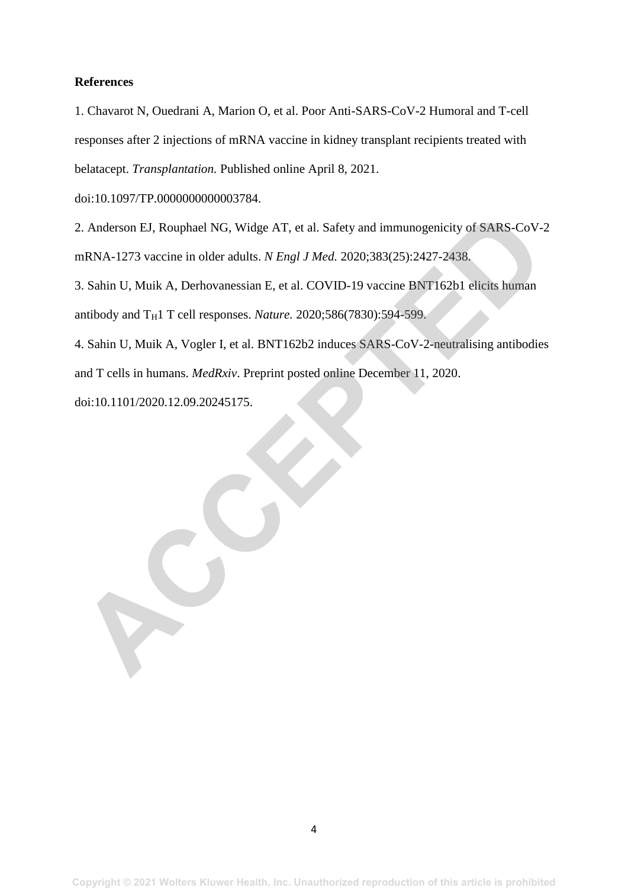**References**

1. Chavarot N, Ouedrani A, Marion O, et al. Poor Anti-SARS-CoV-2 Humoral and T-cell responses after 2 injections of mRNA vaccine in kidney transplant recipients treated with belatacept. *Transplantation.* Published online April 8, 2021. doi:10.1097/TP.0000000000003784.

2. Anderson EJ, Rouphael NG, Widge AT, et al. Safety and immunogenicity of SARS-CoV-2 mRNA-1273 vaccine in older adults. *N Engl J Med.* 2020;383(25):2427-2438.

3. Sahin U, Muik A, Derhovanessian E, et al. COVID-19 vaccine BNT162b1 elicits human antibody and $T_H1$ T cell responses. *Nature.* 2020;586(7830):594-599.

4. Sahin U, Muik A, Vogler I, et al. BNT162b2 induces SARS-CoV-2-neutralising antibodies and T cells in humans. *MedRxiv*. Preprint posted online December 11, 2020. doi:10.1101/2020.12.09.20245175.